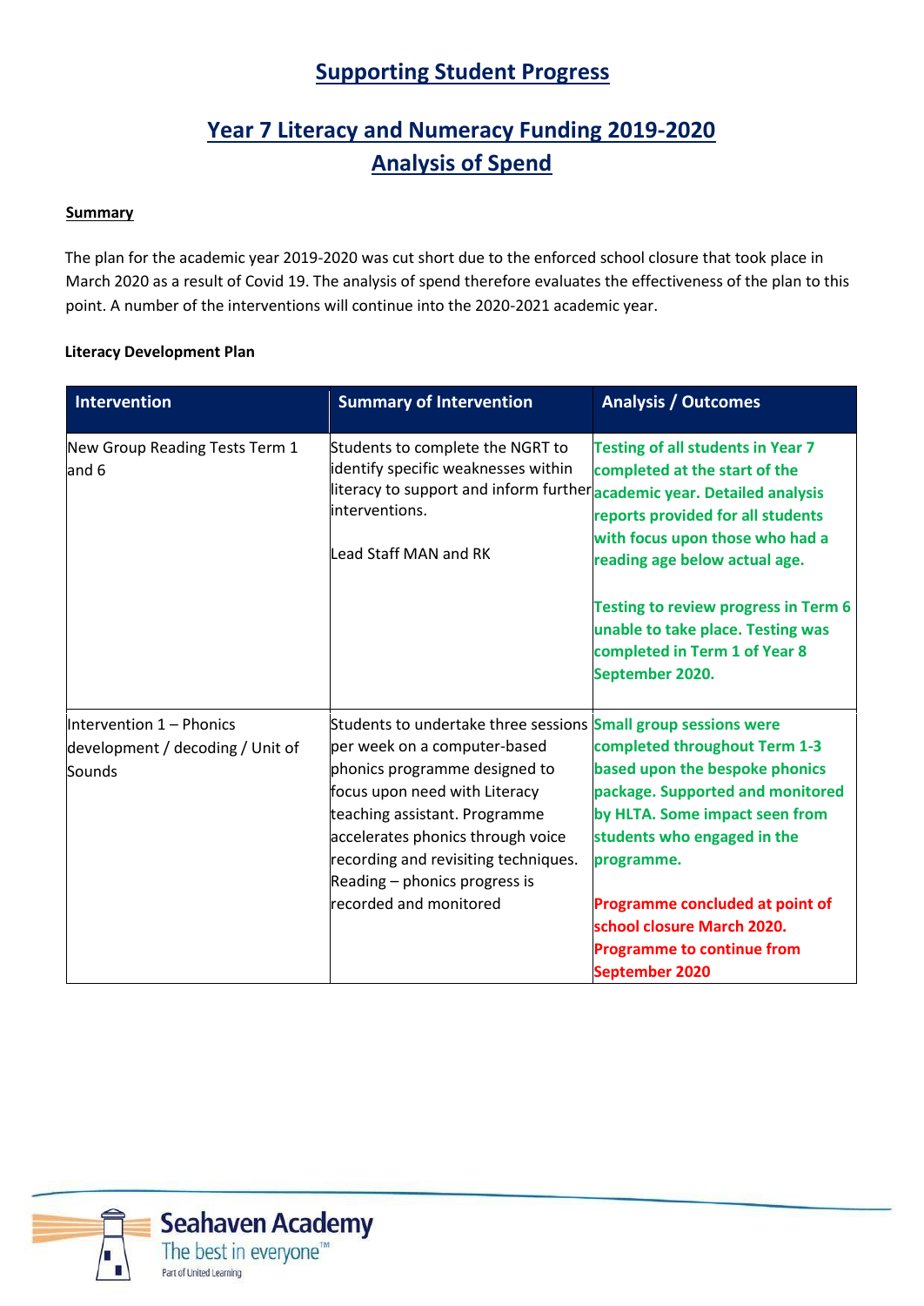# Supporting Student Progress

## Year 7 Literacy and Numeracy Funding 2019-2020
## Analysis of Spend

**Summary**

The plan for the academic year 2019-2020 was cut short due to the enforced school closure that took place in March 2020 as a result of Covid 19. The analysis of spend therefore evaluates the effectiveness of the plan to this point. A number of the interventions will continue into the 2020-2021 academic year.

**Literacy Development Plan**

| Intervention | Summary of Intervention | Analysis / Outcomes |
|---|---|---|
| New Group Reading Tests Term 1 and 6 | Students to complete the NGRT to identify specific weaknesses within literacy to support and inform further interventions.<br><br>Lead Staff MAN and RK | **Testing of all students in Year 7 completed at the start of the academic year. Detailed analysis reports provided for all students with focus upon those who had a reading age below actual age.**<br><br>**Testing to review progress in Term 6 unable to take place. Testing was completed in Term 1 of Year 8 September 2020.** |
| Intervention 1 – Phonics development / decoding / Unit of Sounds | Students to undertake three sessions per week on a computer-based phonics programme designed to focus upon need with Literacy teaching assistant. Programme accelerates phonics through voice recording and revisiting techniques. Reading – phonics progress is recorded and monitored | **Small group sessions were completed throughout Term 1-3 based upon the bespoke phonics package. Supported and monitored by HLTA. Some impact seen from students who engaged in the programme.**<br><br>**Programme concluded at point of school closure March 2020. Programme to continue from September 2020** |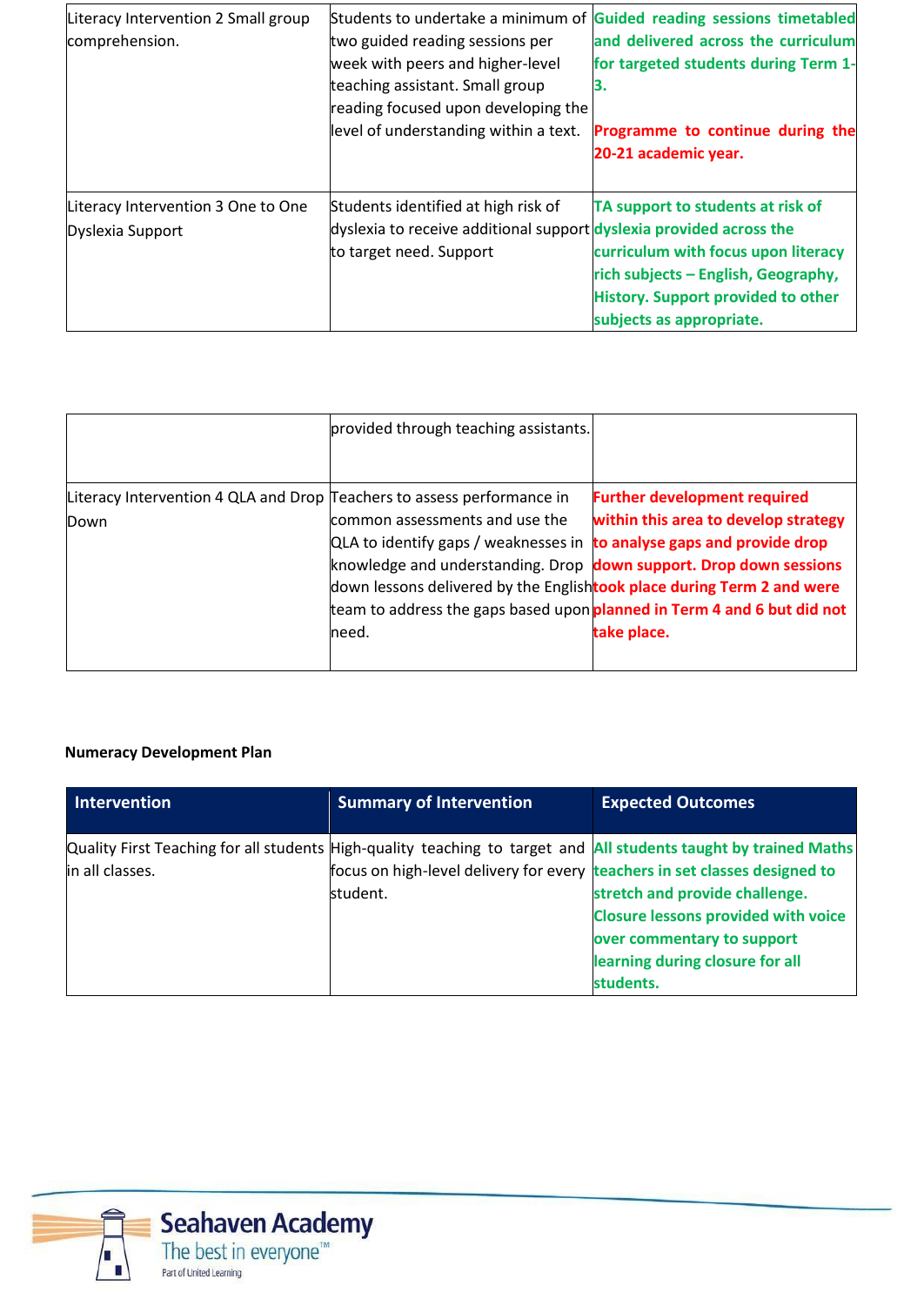| | | |
|---|---|---|
| Literacy Intervention 2 Small group comprehension. | Students to undertake a minimum of two guided reading sessions per week with peers and higher-level teaching assistant. Small group reading focused upon developing the level of understanding within a text. | **Guided reading sessions timetabled and delivered across the curriculum for targeted students during Term 1-3.**<br><br>**Programme to continue during the 20-21 academic year.** |
| Literacy Intervention 3 One to One Dyslexia Support | Students identified at high risk of dyslexia to receive additional support to target need. Support provided through teaching assistants. | **TA support to students at risk of dyslexia provided across the curriculum with focus upon literacy rich subjects – English, Geography, History. Support provided to other subjects as appropriate.** |
| Literacy Intervention 4 QLA and Drop Down | Teachers to assess performance in common assessments and use the QLA to identify gaps / weaknesses in knowledge and understanding. Drop down lessons delivered by the English team to address the gaps based upon need. | **Further development required within this area to develop strategy to analyse gaps and provide drop down support. Drop down sessions took place during Term 2 and were planned in Term 4 and 6 but did not take place.** |

**Numeracy Development Plan**

| Intervention | Summary of Intervention | Expected Outcomes |
|---|---|---|
| Quality First Teaching for all students in all classes. | High-quality teaching to target and focus on high-level delivery for every student. | **All students taught by trained Maths teachers in set classes designed to stretch and provide challenge. Closure lessons provided with voice over commentary to support learning during closure for all students.** |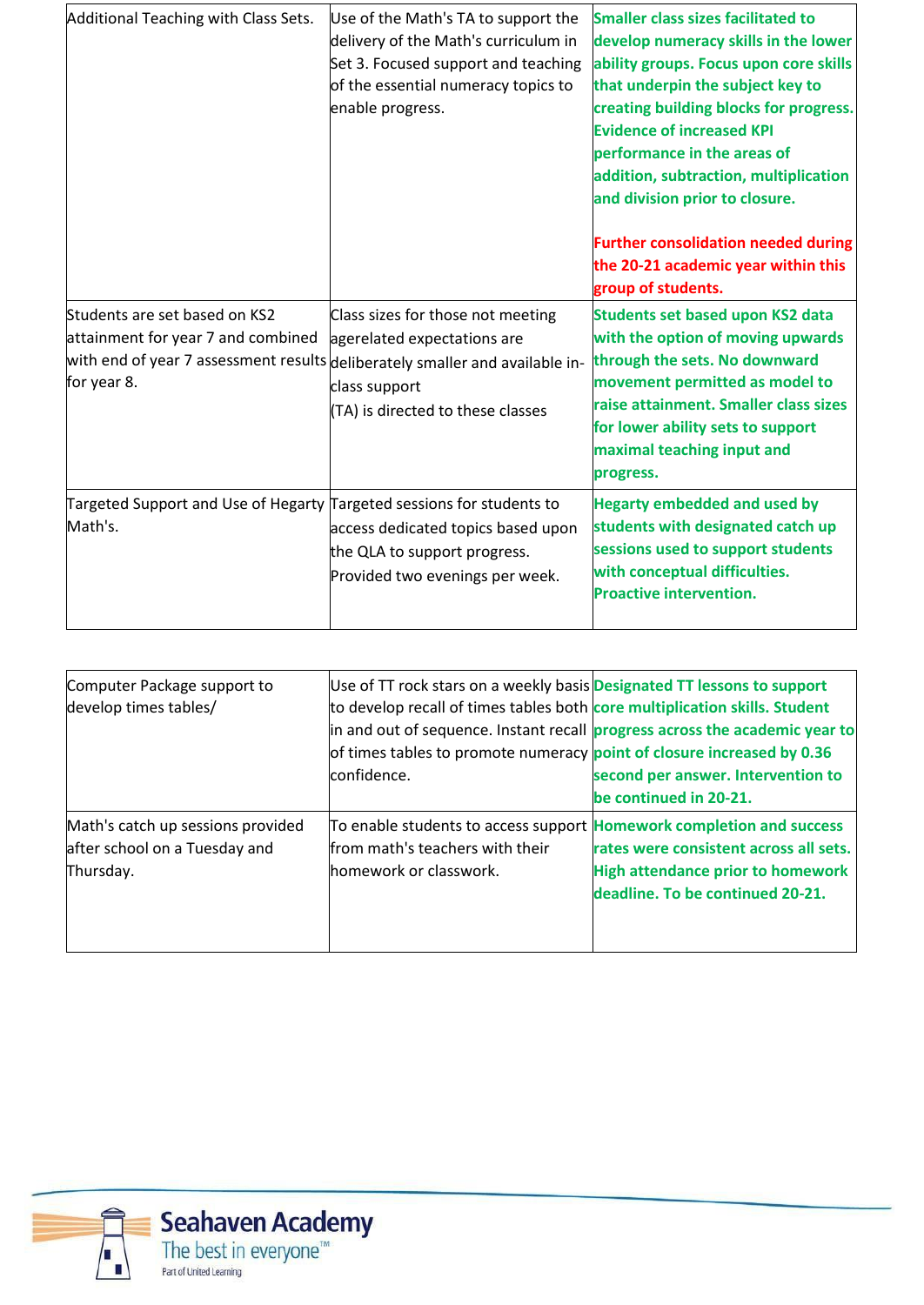| | | |
|---|---|---|
| Additional Teaching with Class Sets. | Use of the Math's TA to support the delivery of the Math's curriculum in Set 3. Focused support and teaching of the essential numeracy topics to enable progress. | **Smaller class sizes facilitated to develop numeracy skills in the lower ability groups. Focus upon core skills that underpin the subject key to creating building blocks for progress. Evidence of increased KPI performance in the areas of addition, subtraction, multiplication and division prior to closure.**<br><br>**Further consolidation needed during the 20-21 academic year within this group of students.** |
| Students are set based on KS2 attainment for year 7 and combined with end of year 7 assessment results for year 8. | Class sizes for those not meeting agerelated expectations are deliberately smaller and available in-class support (TA) is directed to these classes | **Students set based upon KS2 data with the option of moving upwards through the sets. No downward movement permitted as model to raise attainment. Smaller class sizes for lower ability sets to support maximal teaching input and progress.** |
| Targeted Support and Use of Hegarty Math's. | Targeted sessions for students to access dedicated topics based upon the QLA to support progress. Provided two evenings per week. | **Hegarty embedded and used by students with designated catch up sessions used to support students with conceptual difficulties. Proactive intervention.** |

| | | |
|---|---|---|
| Computer Package support to develop times tables/ | Use of TT rock stars on a weekly basis to develop recall of times tables both in and out of sequence. Instant recall of times tables to promote numeracy confidence. | **Designated TT lessons to support core multiplication skills. Student progress across the academic year to point of closure increased by 0.36 second per answer. Intervention to be continued in 20-21.** |
| Math's catch up sessions provided after school on a Tuesday and Thursday. | To enable students to access support from math's teachers with their homework or classwork. | **Homework completion and success rates were consistent across all sets. High attendance prior to homework deadline. To be continued 20-21.** |